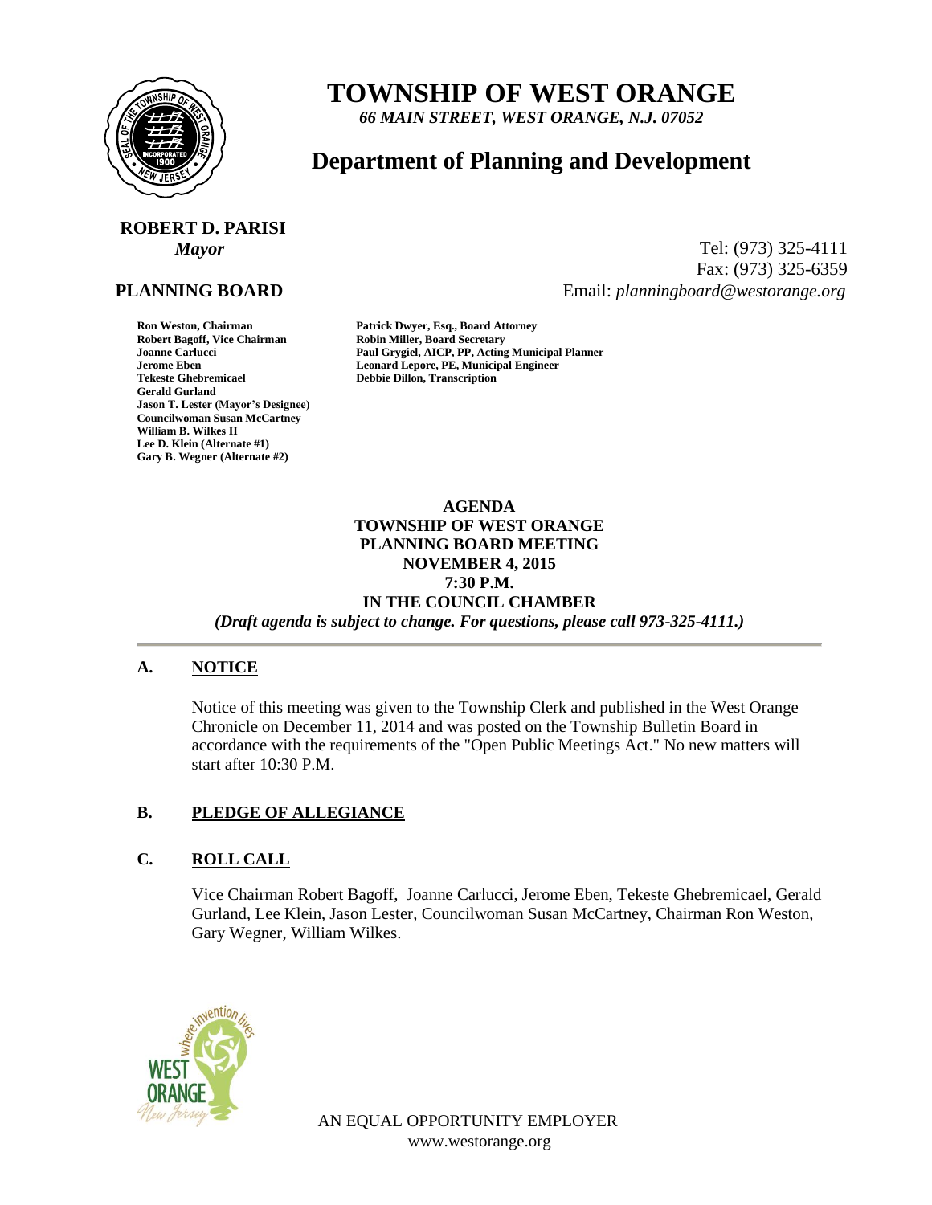# TOWNSHIP OF WEST ORANGE

*66 MAIN STREET, WEST ORANGE, N.J. 07052*

## Department of Planning and Development

**ROBERT D. PARISI**
*Mayor*

Tel: (973) 325-4111
Fax: (973) 325-6359
Email: *planningboard@westorange.org*

**PLANNING BOARD**

**Ron Weston, Chairman**
**Robert Bagoff, Vice Chairman**
**Joanne Carlucci**
**Jerome Eben**
**Tekeste Ghebremicael**
**Gerald Gurland**
**Jason T. Lester (Mayor's Designee)**
**Councilwoman Susan McCartney**
**William B. Wilkes II**
**Lee D. Klein (Alternate #1)**
**Gary B. Wegner (Alternate #2)**

**Patrick Dwyer, Esq., Board Attorney**
**Robin Miller, Board Secretary**
**Paul Grygiel, AICP, PP, Acting Municipal Planner**
**Leonard Lepore, PE, Municipal Engineer**
**Debbie Dillon, Transcription**

**AGENDA**
**TOWNSHIP OF WEST ORANGE**
**PLANNING BOARD MEETING**
**NOVEMBER 4, 2015**
**7:30 P.M.**
**IN THE COUNCIL CHAMBER**
***(Draft agenda is subject to change. For questions, please call 973-325-4111.)***

---

### A. NOTICE

Notice of this meeting was given to the Township Clerk and published in the West Orange Chronicle on December 11, 2014 and was posted on the Township Bulletin Board in accordance with the requirements of the "Open Public Meetings Act." No new matters will start after 10:30 P.M.

### B. PLEDGE OF ALLEGIANCE

### C. ROLL CALL

Vice Chairman Robert Bagoff, Joanne Carlucci, Jerome Eben, Tekeste Ghebremicael, Gerald Gurland, Lee Klein, Jason Lester, Councilwoman Susan McCartney, Chairman Ron Weston, Gary Wegner, William Wilkes.

AN EQUAL OPPORTUNITY EMPLOYER
www.westorange.org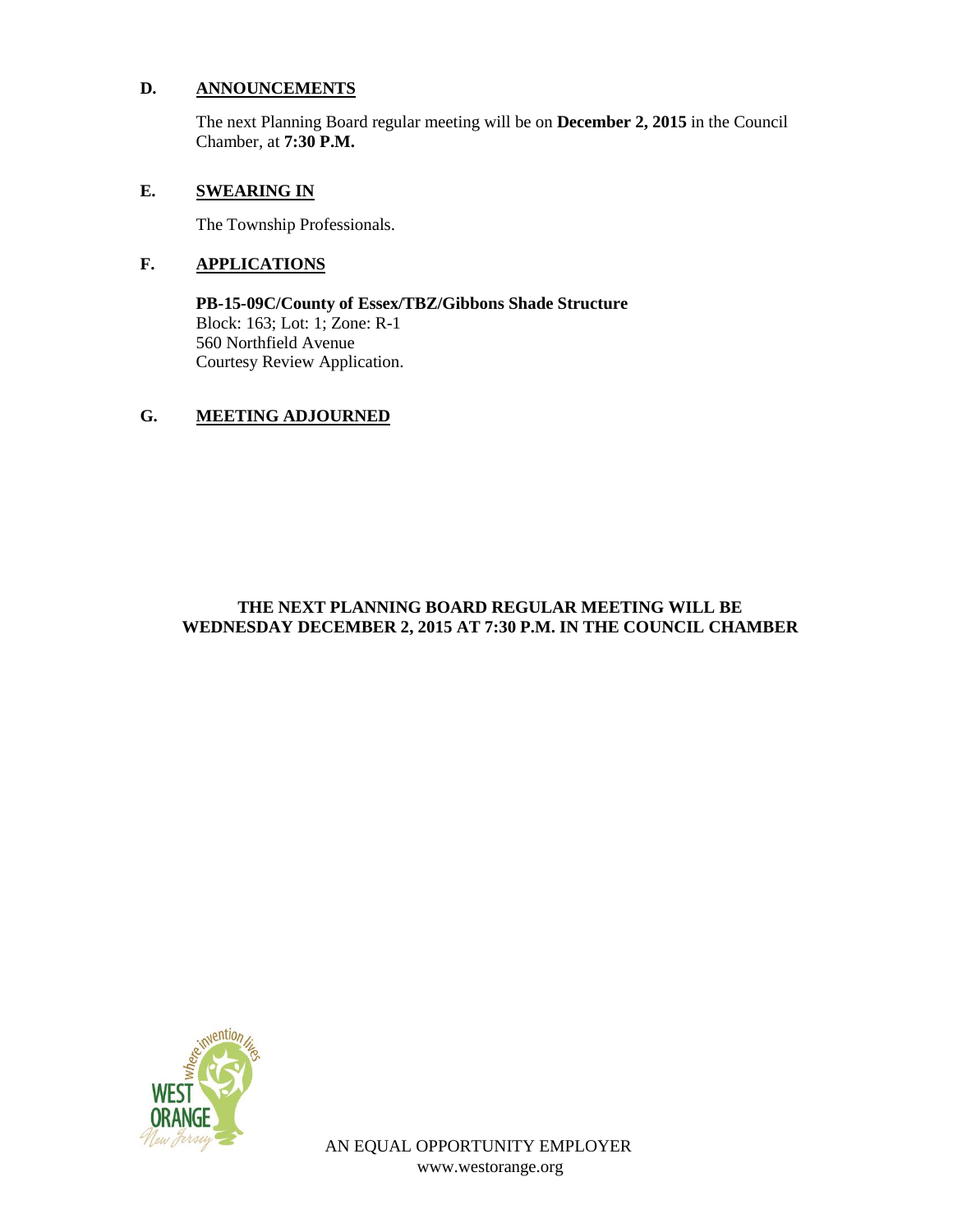## D. ANNOUNCEMENTS

The next Planning Board regular meeting will be on **December 2, 2015** in the Council Chamber, at **7:30 P.M.**

## E. SWEARING IN

The Township Professionals.

## F. APPLICATIONS

**PB-15-09C/County of Essex/TBZ/Gibbons Shade Structure**
Block: 163; Lot: 1; Zone: R-1
560 Northfield Avenue
Courtesy Review Application.

## G. MEETING ADJOURNED

**THE NEXT PLANNING BOARD REGULAR MEETING WILL BE WEDNESDAY DECEMBER 2, 2015 AT 7:30 P.M. IN THE COUNCIL CHAMBER**

where invention lives
WEST ORANGE
New Jersey

AN EQUAL OPPORTUNITY EMPLOYER
www.westorange.org